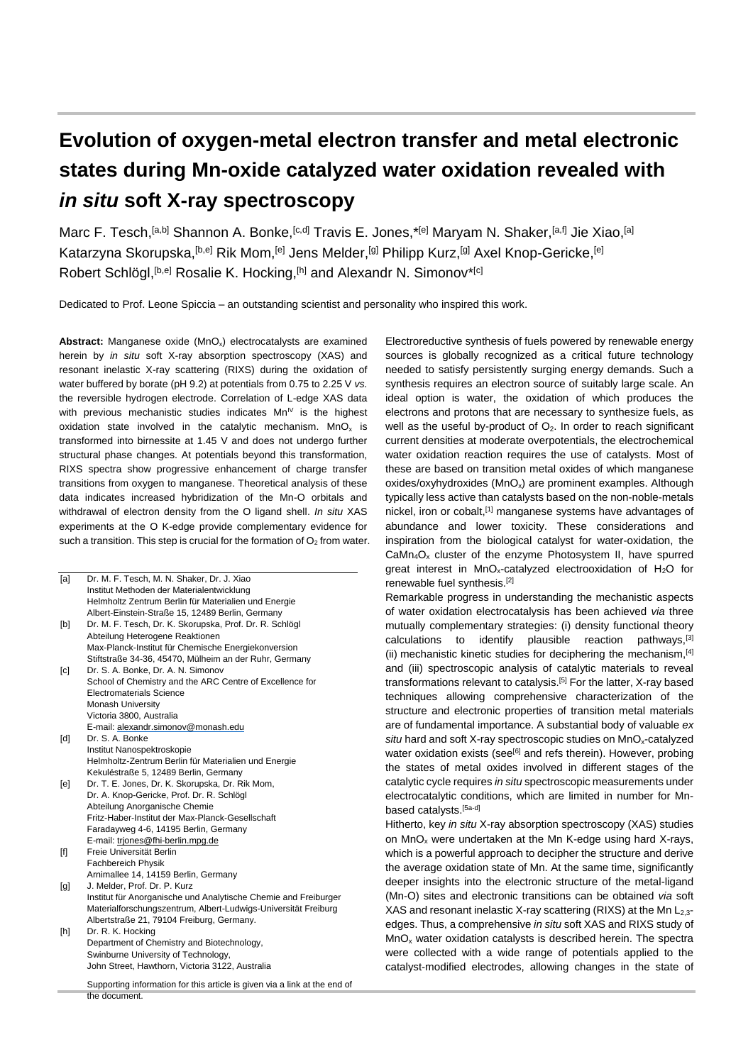# Evolution of oxygen-metal electron transfer and metal electronic states during Mn-oxide catalyzed water oxidation revealed with *in situ* soft X-ray spectroscopy

Marc F. Tesch,[a,b] Shannon A. Bonke,[c,d] Travis E. Jones,*[e] Maryam N. Shaker,[a,f] Jie Xiao,[a] Katarzyna Skorupska,[b,e] Rik Mom,[e] Jens Melder,[g] Philipp Kurz,[g] Axel Knop-Gericke,[e] Robert Schlögl,[b,e] Rosalie K. Hocking,[h] and Alexandr N. Simonov*[c]

Dedicated to Prof. Leone Spiccia – an outstanding scientist and personality who inspired this work.

**Abstract:** Manganese oxide ($MnO_x$) electrocatalysts are examined herein by *in situ* soft X-ray absorption spectroscopy (XAS) and resonant inelastic X-ray scattering (RIXS) during the oxidation of water buffered by borate (pH 9.2) at potentials from 0.75 to 2.25 V *vs.* the reversible hydrogen electrode. Correlation of L-edge XAS data with previous mechanistic studies indicates $Mn^{IV}$ is the highest oxidation state involved in the catalytic mechanism. $MnO_x$ is transformed into birnessite at 1.45 V and does not undergo further structural phase changes. At potentials beyond this transformation, RIXS spectra show progressive enhancement of charge transfer transitions from oxygen to manganese. Theoretical analysis of these data indicates increased hybridization of the Mn-O orbitals and withdrawal of electron density from the O ligand shell. *In situ* XAS experiments at the O K-edge provide complementary evidence for such a transition. This step is crucial for the formation of $O_2$ from water.

[a] Dr. M. F. Tesch, M. N. Shaker, Dr. J. Xiao
Institut Methoden der Materialentwicklung
Helmholtz Zentrum Berlin für Materialien und Energie
Albert-Einstein-Straße 15, 12489 Berlin, Germany

[b] Dr. M. F. Tesch, Dr. K. Skorupska, Prof. Dr. R. Schlögl
Abteilung Heterogene Reaktionen
Max-Planck-Institut für Chemische Energiekonversion
Stiftstraße 34-36, 45470, Mülheim an der Ruhr, Germany

[c] Dr. S. A. Bonke, Dr. A. N. Simonov
School of Chemistry and the ARC Centre of Excellence for Electromaterials Science
Monash University
Victoria 3800, Australia
E-mail: alexandr.simonov@monash.edu

[d] Dr. S. A. Bonke
Institut Nanospektroskopie
Helmholtz-Zentrum Berlin für Materialien und Energie
Kekuléstraße 5, 12489 Berlin, Germany

[e] Dr. T. E. Jones, Dr. K. Skorupska, Dr. Rik Mom,
Dr. A. Knop-Gericke, Prof. Dr. R. Schlögl
Abteilung Anorganische Chemie
Fritz-Haber-Institut der Max-Planck-Gesellschaft
Faradayweg 4-6, 14195 Berlin, Germany
E-mail: trjones@fhi-berlin.mpg.de

[f] Freie Universität Berlin
Fachbereich Physik
Arnimallee 14, 14159 Berlin, Germany

[g] J. Melder, Prof. Dr. P. Kurz
Institut für Anorganische und Analytische Chemie and Freiburger Materialforschungszentrum, Albert-Ludwigs-Universität Freiburg
Albertstraße 21, 79104 Freiburg, Germany.

[h] Dr. R. K. Hocking
Department of Chemistry and Biotechnology,
Swinburne University of Technology,
John Street, Hawthorn, Victoria 3122, Australia

Supporting information for this article is given via a link at the end of the document.

Electroreductive synthesis of fuels powered by renewable energy sources is globally recognized as a critical future technology needed to satisfy persistently surging energy demands. Such a synthesis requires an electron source of suitably large scale. An ideal option is water, the oxidation of which produces the electrons and protons that are necessary to synthesize fuels, as well as the useful by-product of $O_2$. In order to reach significant current densities at moderate overpotentials, the electrochemical water oxidation reaction requires the use of catalysts. Most of these are based on transition metal oxides of which manganese oxides/oxyhydroxides ($MnO_x$) are prominent examples. Although typically less active than catalysts based on the non-noble-metals nickel, iron or cobalt,[1] manganese systems have advantages of abundance and lower toxicity. These considerations and inspiration from the biological catalyst for water-oxidation, the $CaMn_4O_x$ cluster of the enzyme Photosystem II, have spurred great interest in $MnO_x$-catalyzed electrooxidation of $H_2O$ for renewable fuel synthesis.[2]

Remarkable progress in understanding the mechanistic aspects of water oxidation electrocatalysis has been achieved *via* three mutually complementary strategies: (i) density functional theory calculations to identify plausible reaction pathways,[3] (ii) mechanistic kinetic studies for deciphering the mechanism,[4] and (iii) spectroscopic analysis of catalytic materials to reveal transformations relevant to catalysis.[5] For the latter, X-ray based techniques allowing comprehensive characterization of the structure and electronic properties of transition metal materials are of fundamental importance. A substantial body of valuable *ex situ* hard and soft X-ray spectroscopic studies on $MnO_x$-catalyzed water oxidation exists (see[6] and refs therein). However, probing the states of metal oxides involved in different stages of the catalytic cycle requires *in situ* spectroscopic measurements under electrocatalytic conditions, which are limited in number for Mn-based catalysts.[5a-d]

Hitherto, key *in situ* X-ray absorption spectroscopy (XAS) studies on $MnO_x$ were undertaken at the Mn K-edge using hard X-rays, which is a powerful approach to decipher the structure and derive the average oxidation state of Mn. At the same time, significantly deeper insights into the electronic structure of the metal-ligand (Mn-O) sites and electronic transitions can be obtained *via* soft XAS and resonant inelastic X-ray scattering (RIXS) at the Mn $L_{2,3}$-edges. Thus, a comprehensive *in situ* soft XAS and RIXS study of $MnO_x$ water oxidation catalysts is described herein. The spectra were collected with a wide range of potentials applied to the catalyst-modified electrodes, allowing changes in the state of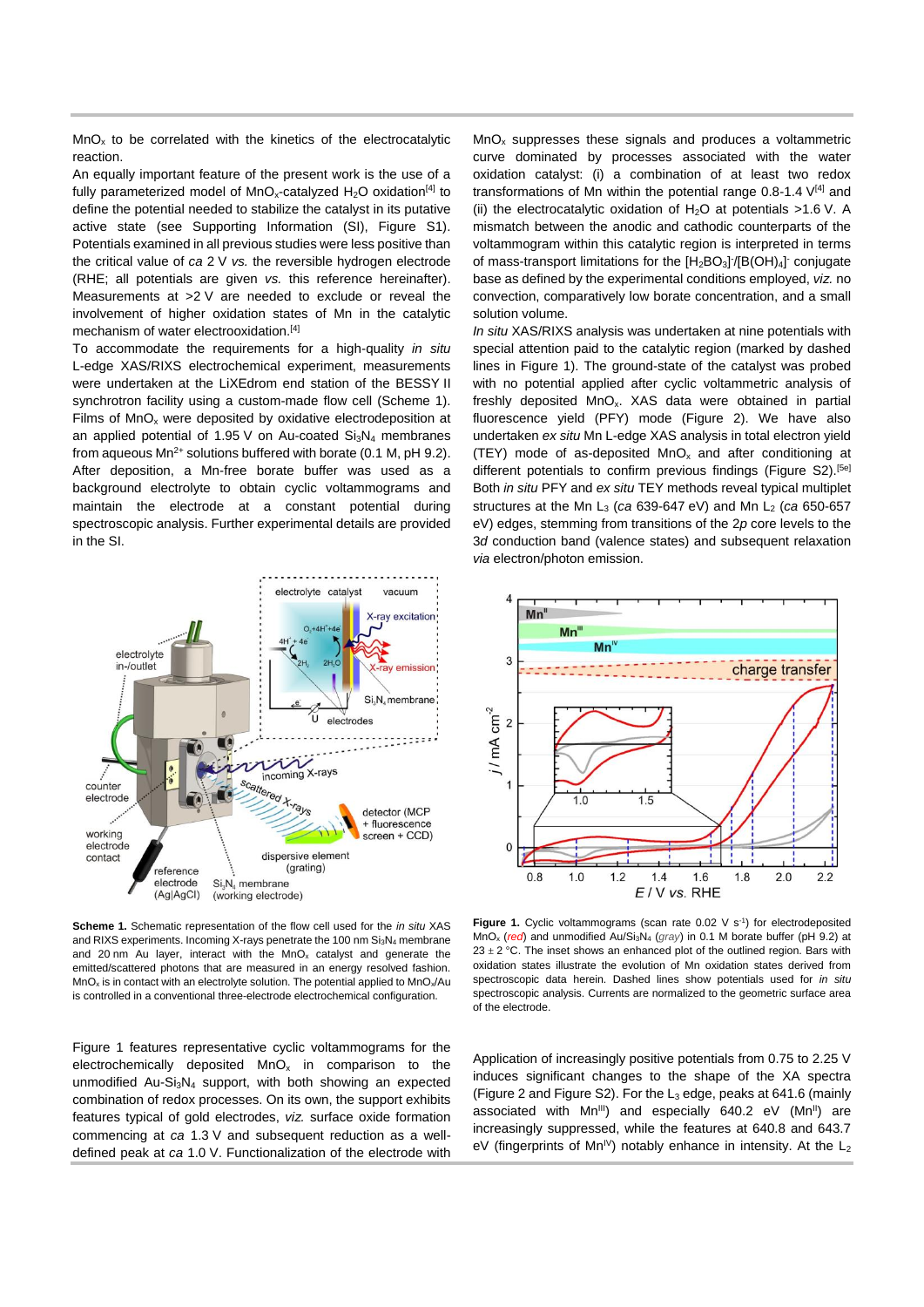$MnO_x$ to be correlated with the kinetics of the electrocatalytic reaction.

An equally important feature of the present work is the use of a fully parameterized model of $MnO_x$-catalyzed $H_2O$ oxidation[4] to define the potential needed to stabilize the catalyst in its putative active state (see Supporting Information (SI), Figure S1). Potentials examined in all previous studies were less positive than the critical value of *ca* 2 V *vs.* the reversible hydrogen electrode (RHE; all potentials are given *vs.* this reference hereinafter). Measurements at >2 V are needed to exclude or reveal the involvement of higher oxidation states of Mn in the catalytic mechanism of water electrooxidation.[4]

To accommodate the requirements for a high-quality *in situ* L-edge XAS/RIXS electrochemical experiment, measurements were undertaken at the LiXEdrom end station of the BESSY II synchrotron facility using a custom-made flow cell (Scheme 1). Films of $MnO_x$ were deposited by oxidative electrodeposition at an applied potential of 1.95 V on Au-coated $Si_3N_4$ membranes from aqueous $Mn^{2+}$ solutions buffered with borate (0.1 M, pH 9.2). After deposition, a Mn-free borate buffer was used as a background electrolyte to obtain cyclic voltammograms and maintain the electrode at a constant potential during spectroscopic analysis. Further experimental details are provided in the SI.

**Scheme 1.** Schematic representation of the flow cell used for the *in situ* XAS and RIXS experiments. Incoming X-rays penetrate the 100 nm $Si_3N_4$ membrane and 20 nm Au layer, interact with the $MnO_x$ catalyst and generate the emitted/scattered photons that are measured in an energy resolved fashion. $MnO_x$ is in contact with an electrolyte solution. The potential applied to $MnO_x$/Au is controlled in a conventional three-electrode electrochemical configuration.

Figure 1 features representative cyclic voltammograms for the electrochemically deposited $MnO_x$ in comparison to the unmodified Au-$Si_3N_4$ support, with both showing an expected combination of redox processes. On its own, the support exhibits features typical of gold electrodes, *viz.* surface oxide formation commencing at *ca* 1.3 V and subsequent reduction as a well-defined peak at *ca* 1.0 V. Functionalization of the electrode with $MnO_x$ suppresses these signals and produces a voltammetric curve dominated by processes associated with the water oxidation catalyst: (i) a combination of at least two redox transformations of Mn within the potential range 0.8-1.4 V[4] and (ii) the electrocatalytic oxidation of $H_2O$ at potentials >1.6 V. A mismatch between the anodic and cathodic counterparts of the voltammogram within this catalytic region is interpreted in terms of mass-transport limitations for the $[H_2BO_3]^-/[B(OH)_4]^-$ conjugate base as defined by the experimental conditions employed, *viz.* no convection, comparatively low borate concentration, and a small solution volume.

*In situ* XAS/RIXS analysis was undertaken at nine potentials with special attention paid to the catalytic region (marked by dashed lines in Figure 1). The ground-state of the catalyst was probed with no potential applied after cyclic voltammetric analysis of freshly deposited $MnO_x$. XAS data were obtained in partial fluorescence yield (PFY) mode (Figure 2). We have also undertaken *ex situ* Mn L-edge XAS analysis in total electron yield (TEY) mode of as-deposited $MnO_x$ and after conditioning at different potentials to confirm previous findings (Figure S2).[5e] Both *in situ* PFY and *ex situ* TEY methods reveal typical multiplet structures at the Mn $L_3$ (*ca* 639-647 eV) and Mn $L_2$ (*ca* 650-657 eV) edges, stemming from transitions of the 2*p* core levels to the 3*d* conduction band (valence states) and subsequent relaxation *via* electron/photon emission.

**Figure 1.** Cyclic voltammograms (scan rate 0.02 V $s^{-1}$) for electrodeposited $MnO_x$ (*red*) and unmodified Au/$Si_3N_4$ (*gray*) in 0.1 M borate buffer (pH 9.2) at 23 ± 2 °C. The inset shows an enhanced plot of the outlined region. Bars with oxidation states illustrate the evolution of Mn oxidation states derived from spectroscopic data herein. Dashed lines show potentials used for *in situ* spectroscopic analysis. Currents are normalized to the geometric surface area of the electrode.

Application of increasingly positive potentials from 0.75 to 2.25 V induces significant changes to the shape of the XA spectra (Figure 2 and Figure S2). For the $L_3$ edge, peaks at 641.6 (mainly associated with $Mn^{III}$) and especially 640.2 eV ($Mn^{II}$) are increasingly suppressed, while the features at 640.8 and 643.7 eV (fingerprints of $Mn^{IV}$) notably enhance in intensity. At the $L_2$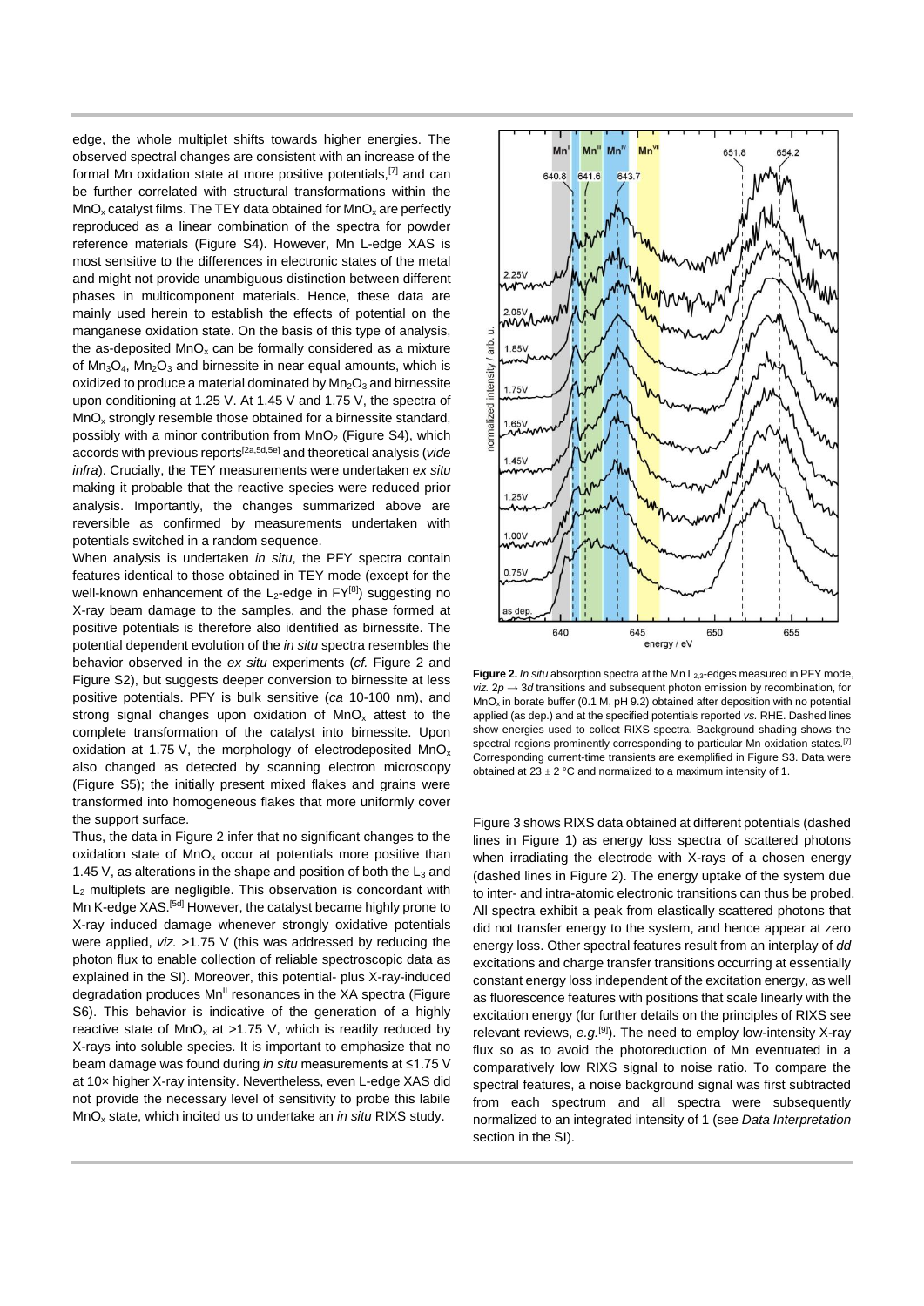edge, the whole multiplet shifts towards higher energies. The observed spectral changes are consistent with an increase of the formal Mn oxidation state at more positive potentials,[7] and can be further correlated with structural transformations within the $MnO_x$ catalyst films. The TEY data obtained for $MnO_x$ are perfectly reproduced as a linear combination of the spectra for powder reference materials (Figure S4). However, Mn L-edge XAS is most sensitive to the differences in electronic states of the metal and might not provide unambiguous distinction between different phases in multicomponent materials. Hence, these data are mainly used herein to establish the effects of potential on the manganese oxidation state. On the basis of this type of analysis, the as-deposited $MnO_x$ can be formally considered as a mixture of $Mn_3O_4$, $Mn_2O_3$ and birnessite in near equal amounts, which is oxidized to produce a material dominated by $Mn_2O_3$ and birnessite upon conditioning at 1.25 V. At 1.45 V and 1.75 V, the spectra of $MnO_x$ strongly resemble those obtained for a birnessite standard, possibly with a minor contribution from $MnO_2$ (Figure S4), which accords with previous reports[2a,5d,5e] and theoretical analysis (*vide infra*). Crucially, the TEY measurements were undertaken *ex situ* making it probable that the reactive species were reduced prior analysis. Importantly, the changes summarized above are reversible as confirmed by measurements undertaken with potentials switched in a random sequence.

When analysis is undertaken *in situ*, the PFY spectra contain features identical to those obtained in TEY mode (except for the well-known enhancement of the $L_2$-edge in FY[8]) suggesting no X-ray beam damage to the samples, and the phase formed at positive potentials is therefore also identified as birnessite. The potential dependent evolution of the *in situ* spectra resembles the behavior observed in the *ex situ* experiments (*cf.* Figure 2 and Figure S2), but suggests deeper conversion to birnessite at less positive potentials. PFY is bulk sensitive (*ca* 10-100 nm), and strong signal changes upon oxidation of $MnO_x$ attest to the complete transformation of the catalyst into birnessite. Upon oxidation at 1.75 V, the morphology of electrodeposited $MnO_x$ also changed as detected by scanning electron microscopy (Figure S5); the initially present mixed flakes and grains were transformed into homogeneous flakes that more uniformly cover the support surface.

Thus, the data in Figure 2 infer that no significant changes to the oxidation state of $MnO_x$ occur at potentials more positive than 1.45 V, as alterations in the shape and position of both the $L_3$ and $L_2$ multiplets are negligible. This observation is concordant with Mn K-edge XAS.[5d] However, the catalyst became highly prone to X-ray induced damage whenever strongly oxidative potentials were applied, *viz.* >1.75 V (this was addressed by reducing the photon flux to enable collection of reliable spectroscopic data as explained in the SI). Moreover, this potential- plus X-ray-induced degradation produces $Mn^{II}$ resonances in the XA spectra (Figure S6). This behavior is indicative of the generation of a highly reactive state of $MnO_x$ at >1.75 V, which is readily reduced by X-rays into soluble species. It is important to emphasize that no beam damage was found during *in situ* measurements at ≤1.75 V at 10× higher X-ray intensity. Nevertheless, even L-edge XAS did not provide the necessary level of sensitivity to probe this labile $MnO_x$ state, which incited us to undertake an *in situ* RIXS study.

**Figure 2.** *In situ* absorption spectra at the Mn $L_{2,3}$-edges measured in PFY mode, *viz.* $2p \rightarrow 3d$ transitions and subsequent photon emission by recombination, for $MnO_x$ in borate buffer (0.1 M, pH 9.2) obtained after deposition with no potential applied (as dep.) and at the specified potentials reported *vs.* RHE. Dashed lines show energies used to collect RIXS spectra. Background shading shows the spectral regions prominently corresponding to particular Mn oxidation states.[7] Corresponding current-time transients are exemplified in Figure S3. Data were obtained at 23 ± 2 °C and normalized to a maximum intensity of 1.

Figure 3 shows RIXS data obtained at different potentials (dashed lines in Figure 1) as energy loss spectra of scattered photons when irradiating the electrode with X-rays of a chosen energy (dashed lines in Figure 2). The energy uptake of the system due to inter- and intra-atomic electronic transitions can thus be probed. All spectra exhibit a peak from elastically scattered photons that did not transfer energy to the system, and hence appear at zero energy loss. Other spectral features result from an interplay of *dd* excitations and charge transfer transitions occurring at essentially constant energy loss independent of the excitation energy, as well as fluorescence features with positions that scale linearly with the excitation energy (for further details on the principles of RIXS see relevant reviews, *e.g.*[9]). The need to employ low-intensity X-ray flux so as to avoid the photoreduction of Mn eventuated in a comparatively low RIXS signal to noise ratio. To compare the spectral features, a noise background signal was first subtracted from each spectrum and all spectra were subsequently normalized to an integrated intensity of 1 (see *Data Interpretation* section in the SI).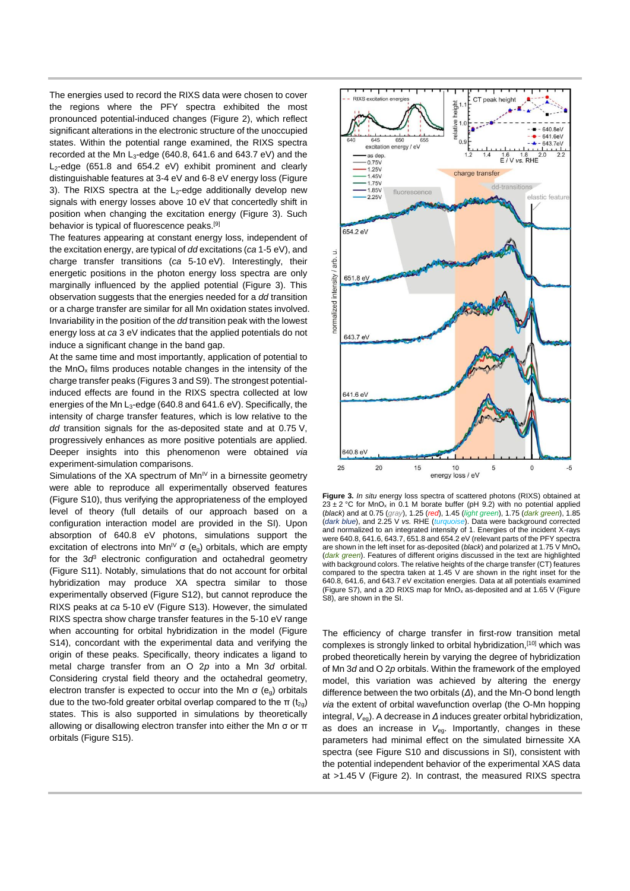The energies used to record the RIXS data were chosen to cover the regions where the PFY spectra exhibited the most pronounced potential-induced changes (Figure 2), which reflect significant alterations in the electronic structure of the unoccupied states. Within the potential range examined, the RIXS spectra recorded at the Mn $L_3$-edge (640.8, 641.6 and 643.7 eV) and the $L_2$-edge (651.8 and 654.2 eV) exhibit prominent and clearly distinguishable features at 3-4 eV and 6-8 eV energy loss (Figure 3). The RIXS spectra at the $L_2$-edge additionally develop new signals with energy losses above 10 eV that concertedly shift in position when changing the excitation energy (Figure 3). Such behavior is typical of fluorescence peaks.[9]

The features appearing at constant energy loss, independent of the excitation energy, are typical of *dd* excitations (*ca* 1-5 eV), and charge transfer transitions (*ca* 5-10 eV). Interestingly, their energetic positions in the photon energy loss spectra are only marginally influenced by the applied potential (Figure 3). This observation suggests that the energies needed for a *dd* transition or a charge transfer are similar for all Mn oxidation states involved. Invariability in the position of the *dd* transition peak with the lowest energy loss at *ca* 3 eV indicates that the applied potentials do not induce a significant change in the band gap.

At the same time and most importantly, application of potential to the $MnO_x$ films produces notable changes in the intensity of the charge transfer peaks (Figures 3 and S9). The strongest potential-induced effects are found in the RIXS spectra collected at low energies of the Mn $L_3$-edge (640.8 and 641.6 eV). Specifically, the intensity of charge transfer features, which is low relative to the *dd* transition signals for the as-deposited state and at 0.75 V, progressively enhances as more positive potentials are applied. Deeper insights into this phenomenon were obtained *via* experiment-simulation comparisons.

Simulations of the XA spectrum of $Mn^{IV}$ in a birnessite geometry were able to reproduce all experimentally observed features (Figure S10), thus verifying the appropriateness of the employed level of theory (full details of our approach based on a configuration interaction model are provided in the SI). Upon absorption of 640.8 eV photons, simulations support the excitation of electrons into $Mn^{IV}$ σ ($e_g$) orbitals, which are empty for the $3d^3$ electronic configuration and octahedral geometry (Figure S11). Notably, simulations that do not account for orbital hybridization may produce XA spectra similar to those experimentally observed (Figure S12), but cannot reproduce the RIXS peaks at *ca* 5-10 eV (Figure S13). However, the simulated RIXS spectra show charge transfer features in the 5-10 eV range when accounting for orbital hybridization in the model (Figure S14), concordant with the experimental data and verifying the origin of these peaks. Specifically, theory indicates a ligand to metal charge transfer from an O 2*p* into a Mn 3*d* orbital. Considering crystal field theory and the octahedral geometry, electron transfer is expected to occur into the Mn σ ($e_g$) orbitals due to the two-fold greater orbital overlap compared to the π ($t_{2g}$) states. This is also supported in simulations by theoretically allowing or disallowing electron transfer into either the Mn σ or π orbitals (Figure S15).

**Figure 3.** *In situ* energy loss spectra of scattered photons (RIXS) obtained at 23 ± 2 °C for $MnO_x$ in 0.1 M borate buffer (pH 9.2) with no potential applied (*black*) and at 0.75 (*gray*), 1.25 (*red*), 1.45 (*light green*), 1.75 (*dark green*), 1.85 (*dark blue*), and 2.25 V *vs.* RHE (*turquoise*). Data were background corrected and normalized to an integrated intensity of 1. Energies of the incident X-rays were 640.8, 641.6, 643.7, 651.8 and 654.2 eV (relevant parts of the PFY spectra are shown in the left inset for as-deposited (*black*) and polarized at 1.75 V $MnO_x$ (*dark green*). Features of different origins discussed in the text are highlighted with background colors. The relative heights of the charge transfer (CT) features compared to the spectra taken at 1.45 V are shown in the right inset for the 640.8, 641.6, and 643.7 eV excitation energies. Data at all potentials examined (Figure S7), and a 2D RIXS map for $MnO_x$ as-deposited and at 1.65 V (Figure S8), are shown in the SI.

The efficiency of charge transfer in first-row transition metal complexes is strongly linked to orbital hybridization,[10] which was probed theoretically herein by varying the degree of hybridization of Mn 3*d* and O 2*p* orbitals. Within the framework of the employed model, this variation was achieved by altering the energy difference between the two orbitals (*Δ*), and the Mn-O bond length *via* the extent of orbital wavefunction overlap (the O-Mn hopping integral, $V_{eg}$). A decrease in *Δ* induces greater orbital hybridization, as does an increase in $V_{eg}$. Importantly, changes in these parameters had minimal effect on the simulated birnessite XA spectra (see Figure S10 and discussions in SI), consistent with the potential independent behavior of the experimental XAS data at >1.45 V (Figure 2). In contrast, the measured RIXS spectra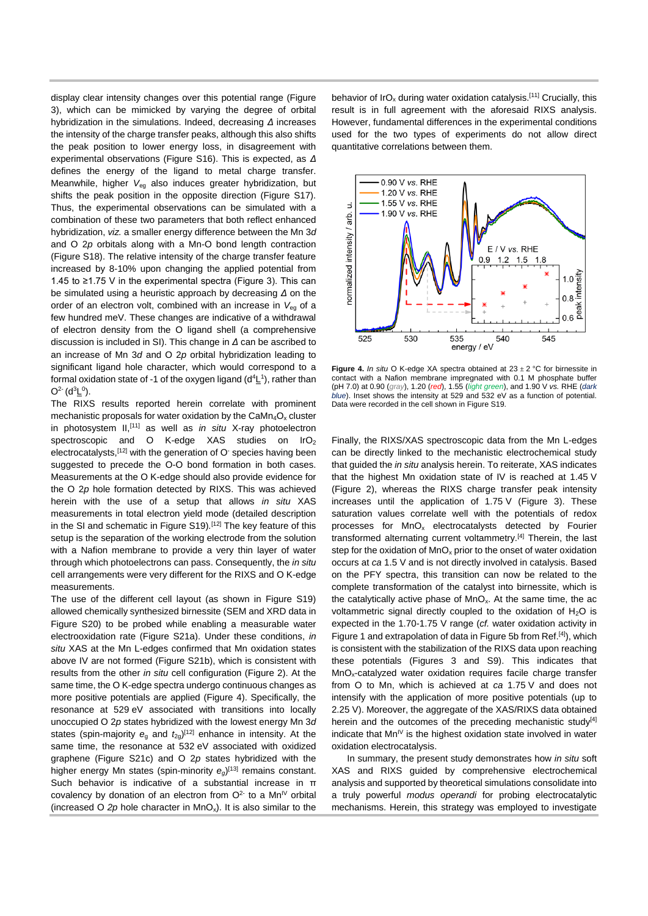display clear intensity changes over this potential range (Figure 3), which can be mimicked by varying the degree of orbital hybridization in the simulations. Indeed, decreasing $\Delta$ increases the intensity of the charge transfer peaks, although this also shifts the peak position to lower energy loss, in disagreement with experimental observations (Figure S16). This is expected, as $\Delta$ defines the energy of the ligand to metal charge transfer. Meanwhile, higher $V_{eg}$ also induces greater hybridization, but shifts the peak position in the opposite direction (Figure S17). Thus, the experimental observations can be simulated with a combination of these two parameters that both reflect enhanced hybridization, *viz.* a smaller energy difference between the Mn 3*d* and O 2*p* orbitals along with a Mn-O bond length contraction (Figure S18). The relative intensity of the charge transfer feature increased by 8-10% upon changing the applied potential from 1.45 to ≥1.75 V in the experimental spectra (Figure 3). This can be simulated using a heuristic approach by decreasing $\Delta$ on the order of an electron volt, combined with an increase in $V_{eg}$ of a few hundred meV. These changes are indicative of a withdrawal of electron density from the O ligand shell (a comprehensive discussion is included in SI). This change in $\Delta$ can be ascribed to an increase of Mn 3*d* and O 2*p* orbital hybridization leading to significant ligand hole character, which would correspond to a formal oxidation state of -1 of the oxygen ligand ($d^4\underline{L}^1$), rather than $O^{2-}$ ($d^3\underline{L}^0$).

The RIXS results reported herein correlate with prominent mechanistic proposals for water oxidation by the $CaMn_4O_x$ cluster in photosystem II,[11] as well as *in situ* X-ray photoelectron spectroscopic and O K-edge XAS studies on $IrO_2$ electrocatalysts,[12] with the generation of $O^-$ species having been suggested to precede the O-O bond formation in both cases. Measurements at the O K-edge should also provide evidence for the O 2*p* hole formation detected by RIXS. This was achieved herein with the use of a setup that allows *in situ* XAS measurements in total electron yield mode (detailed description in the SI and schematic in Figure S19).[12] The key feature of this setup is the separation of the working electrode from the solution with a Nafion membrane to provide a very thin layer of water through which photoelectrons can pass. Consequently, the *in situ* cell arrangements were very different for the RIXS and O K-edge measurements.

The use of the different cell layout (as shown in Figure S19) allowed chemically synthesized birnessite (SEM and XRD data in Figure S20) to be probed while enabling a measurable water electrooxidation rate (Figure S21a). Under these conditions, *in situ* XAS at the Mn L-edges confirmed that Mn oxidation states above IV are not formed (Figure S21b), which is consistent with results from the other *in situ* cell configuration (Figure 2). At the same time, the O K-edge spectra undergo continuous changes as more positive potentials are applied (Figure 4). Specifically, the resonance at 529 eV associated with transitions into locally unoccupied O 2*p* states hybridized with the lowest energy Mn 3*d* states (spin-majority $e_g$ and $t_{2g}$)[12] enhance in intensity. At the same time, the resonance at 532 eV associated with oxidized graphene (Figure S21c) and O 2*p* states hybridized with the higher energy Mn states (spin-minority $e_g$)[13] remains constant. Such behavior is indicative of a substantial increase in π covalency by donation of an electron from $O^{2-}$ to a $Mn^{IV}$ orbital (increased O 2*p* hole character in $MnO_x$). It is also similar to the behavior of $IrO_x$ during water oxidation catalysis.[11] Crucially, this result is in full agreement with the aforesaid RIXS analysis. However, fundamental differences in the experimental conditions used for the two types of experiments do not allow direct quantitative correlations between them.

**Figure 4.** *In situ* O K-edge XA spectra obtained at 23 ± 2 °C for birnessite in contact with a Nafion membrane impregnated with 0.1 M phosphate buffer (pH 7.0) at 0.90 (*gray*), 1.20 (*red*), 1.55 (*light green*), and 1.90 V *vs.* RHE (*dark blue*). Inset shows the intensity at 529 and 532 eV as a function of potential. Data were recorded in the cell shown in Figure S19.

Finally, the RIXS/XAS spectroscopic data from the Mn L-edges can be directly linked to the mechanistic electrochemical study that guided the *in situ* analysis herein. To reiterate, XAS indicates that the highest Mn oxidation state of IV is reached at 1.45 V (Figure 2), whereas the RIXS charge transfer peak intensity increases until the application of 1.75 V (Figure 3). These saturation values correlate well with the potentials of redox processes for $MnO_x$ electrocatalysts detected by Fourier transformed alternating current voltammetry.[4] Therein, the last step for the oxidation of $MnO_x$ prior to the onset of water oxidation occurs at *ca* 1.5 V and is not directly involved in catalysis. Based on the PFY spectra, this transition can now be related to the complete transformation of the catalyst into birnessite, which is the catalytically active phase of $MnO_x$. At the same time, the ac voltammetric signal directly coupled to the oxidation of $H_2O$ is expected in the 1.70-1.75 V range (*cf.* water oxidation activity in Figure 1 and extrapolation of data in Figure 5b from Ref.[4]), which is consistent with the stabilization of the RIXS data upon reaching these potentials (Figures 3 and S9). This indicates that $MnO_x$-catalyzed water oxidation requires facile charge transfer from O to Mn, which is achieved at *ca* 1.75 V and does not intensify with the application of more positive potentials (up to 2.25 V). Moreover, the aggregate of the XAS/RIXS data obtained herein and the outcomes of the preceding mechanistic study[4] indicate that $Mn^{IV}$ is the highest oxidation state involved in water oxidation electrocatalysis.

In summary, the present study demonstrates how *in situ* soft XAS and RIXS guided by comprehensive electrochemical analysis and supported by theoretical simulations consolidate into a truly powerful *modus operandi* for probing electrocatalytic mechanisms. Herein, this strategy was employed to investigate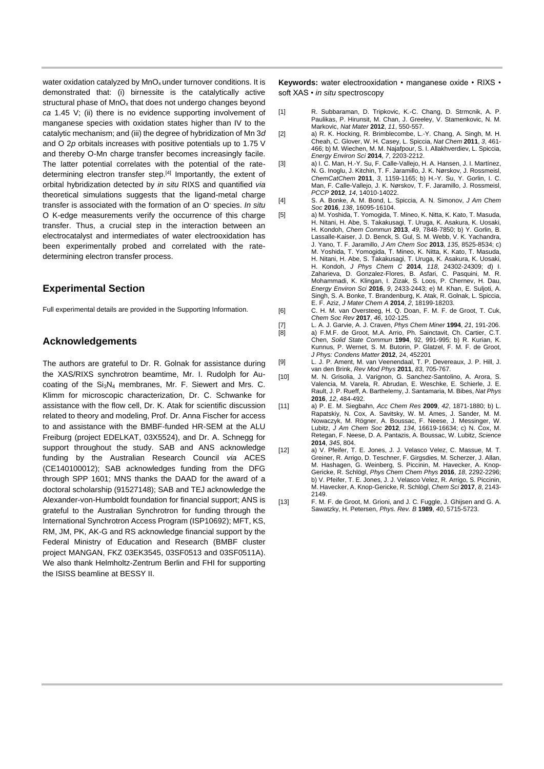water oxidation catalyzed by $MnO_x$ under turnover conditions. It is demonstrated that: (i) birnessite is the catalytically active structural phase of $MnO_x$ that does not undergo changes beyond *ca* 1.45 V; (ii) there is no evidence supporting involvement of manganese species with oxidation states higher than IV to the catalytic mechanism; and (iii) the degree of hybridization of Mn 3*d* and O 2*p* orbitals increases with positive potentials up to 1.75 V and thereby O-Mn charge transfer becomes increasingly facile. The latter potential correlates with the potential of the rate-determining electron transfer step.[4] Importantly, the extent of orbital hybridization detected by *in situ* RIXS and quantified *via* theoretical simulations suggests that the ligand-metal charge transfer is associated with the formation of an $O^-$ species. *In situ* O K-edge measurements verify the occurrence of this charge transfer. Thus, a crucial step in the interaction between an electrocatalyst and intermediates of water electrooxidation has been experimentally probed and correlated with the rate-determining electron transfer process.

## Experimental Section

Full experimental details are provided in the Supporting Information.

## Acknowledgements

The authors are grateful to Dr. R. Golnak for assistance during the XAS/RIXS synchrotron beamtime, Mr. I. Rudolph for Au-coating of the $Si_3N_4$ membranes, Mr. F. Siewert and Mrs. C. Klimm for microscopic characterization, Dr. C. Schwanke for assistance with the flow cell, Dr. K. Atak for scientific discussion related to theory and modeling, Prof. Dr. Anna Fischer for access to and assistance with the BMBF-funded HR-SEM at the ALU Freiburg (project EDELKAT, 03X5524), and Dr. A. Schnegg for support throughout the study. SAB and ANS acknowledge funding by the Australian Research Council *via* ACES (CE140100012); SAB acknowledges funding from the DFG through SPP 1601; MNS thanks the DAAD for the award of a doctoral scholarship (91527148); SAB and TEJ acknowledge the Alexander-von-Humboldt foundation for financial support; ANS is grateful to the Australian Synchrotron for funding through the International Synchrotron Access Program (ISP10692); MFT, KS, RM, JM, PK, AK-G and RS acknowledge financial support by the Federal Ministry of Education and Research (BMBF cluster project MANGAN, FKZ 03EK3545, 03SF0513 and 03SF0511A). We also thank Helmholtz-Zentrum Berlin and FHI for supporting the ISISS beamline at BESSY II.

**Keywords:** water electrooxidation • manganese oxide • RIXS • soft XAS • *in situ* spectroscopy

[1] R. Subbaraman, D. Tripkovic, K.-C. Chang, D. Strmcnik, A. P. Paulikas, P. Hirunsit, M. Chan, J. Greeley, V. Stamenkovic, N. M. Markovic, *Nat Mater* **2012**, *11*, 550-557.

[2] a) R. K. Hocking, R. Brimblecombe, L.-Y. Chang, A. Singh, M. H. Cheah, C. Glover, W. H. Casey, L. Spiccia, *Nat Chem* **2011**, *3*, 461-466; b) M. Wiechen, M. M. Najafpour, S. I. Allakhverdiev, L. Spiccia, *Energy Environ Sci* **2014**, *7*, 2203-2212.

[3] a) I. C. Man, H.-Y. Su, F. Calle-Vallejo, H. A. Hansen, J. I. Martínez, N. G. Inoglu, J. Kitchin, T. F. Jaramillo, J. K. Nørskov, J. Rossmeisl, *ChemCatChem* **2011**, *3*, 1159-1165; b) H.-Y. Su, Y. Gorlin, I. C. Man, F. Calle-Vallejo, J. K. Nørskov, T. F. Jaramillo, J. Rossmeisl, *PCCP* **2012**, *14*, 14010-14022.

[4] S. A. Bonke, A. M. Bond, L. Spiccia, A. N. Simonov, *J Am Chem Soc* **2016**, *138*, 16095-16104.

[5] a) M. Yoshida, T. Yomogida, T. Mineo, K. Nitta, K. Kato, T. Masuda, H. Nitani, H. Abe, S. Takakusagi, T. Uruga, K. Asakura, K. Uosaki, H. Kondoh, *Chem Commun* **2013**, *49*, 7848-7850; b) Y. Gorlin, B. Lassalle-Kaiser, J. D. Benck, S. Gul, S. M. Webb, V. K. Yachandra, J. Yano, T. F. Jaramillo, *J Am Chem Soc* **2013**, *135*, 8525-8534; c) M. Yoshida, T. Yomogida, T. Mineo, K. Nitta, K. Kato, T. Masuda, H. Nitani, H. Abe, S. Takakusagi, T. Uruga, K. Asakura, K. Uosaki, H. Kondoh, *J Phys Chem C* **2014**, *118*, 24302-24309; d) I. Zaharieva, D. Gonzalez-Flores, B. Asfari, C. Pasquini, M. R. Mohammadi, K. Klingan, I. Zizak, S. Loos, P. Chernev, H. Dau, *Energy Environ Sci* **2016**, *9*, 2433-2443; e) M. Khan, E. Suljoti, A. Singh, S. A. Bonke, T. Brandenburg, K. Atak, R. Golnak, L. Spiccia, E. F. Aziz, *J Mater Chem A* **2014**, *2*, 18199-18203.

[6] C. H. M. van Oversteeg, H. Q. Doan, F. M. F. de Groot, T. Cuk, *Chem Soc Rev* **2017**, *46*, 102-125.

[7] L. A. J. Garvie, A. J. Craven, *Phys Chem Miner* **1994**, *21*, 191-206.

[8] a) F.M.F. de Groot, M.A. Arrio, Ph. Sainctavit, Ch. Cartier, C.T. Chen, *Solid State Commun* **1994**, 92, 991-995; b) R. Kurian, K. Kunnus, P. Wernet, S. M. Butorin, P. Glatzel, F. M. F. de Groot, *J Phys: Condens Matter* **2012**, 24, 452201

[9] L. J. P. Ament, M. van Veenendaal, T. P. Devereaux, J. P. Hill, J. van den Brink, *Rev Mod Phys* **2011**, *83*, 705-767.

[10] M. N. Grisolia, J. Varignon, G. Sanchez-Santolino, A. Arora, S. Valencia, M. Varela, R. Abrudan, E. Weschke, E. Schierle, J. E. Rault, J. P. Rueff, A. Barthelemy, J. Santamaria, M. Bibes, *Nat Phys* **2016**, *12*, 484-492.

[11] a) P. E. M. Siegbahn, *Acc Chem Res* **2009**, *42*, 1871-1880; b) L. Rapatskiy, N. Cox, A. Savitsky, W. M. Ames, J. Sander, M. M. Nowaczyk, M. Rögner, A. Boussac, F. Neese, J. Messinger, W. Lubitz, *J Am Chem Soc* **2012**, *134*, 16619-16634; c) N. Cox, M. Retegan, F. Neese, D. A. Pantazis, A. Boussac, W. Lubitz, *Science* **2014**, *345*, 804.

[12] a) V. Pfeifer, T. E. Jones, J. J. Velasco Velez, C. Massue, M. T. Greiner, R. Arrigo, D. Teschner, F. Girgsdies, M. Scherzer, J. Allan, M. Hashagen, G. Weinberg, S. Piccinin, M. Havecker, A. Knop-Gericke, R. Schlögl, *Phys Chem Chem Phys* **2016**, *18*, 2292-2296; b) V. Pfeifer, T. E. Jones, J. J. Velasco Velez, R. Arrigo, S. Piccinin, M. Havecker, A. Knop-Gericke, R. Schlögl, *Chem Sci* **2017**, *8*, 2143-2149.

[13] F. M. F. de Groot, M. Grioni, and J. C. Fuggle, J. Ghijsen and G. A. Sawatzky, H. Petersen, *Phys. Rev. B* **1989**, *40*, 5715-5723.